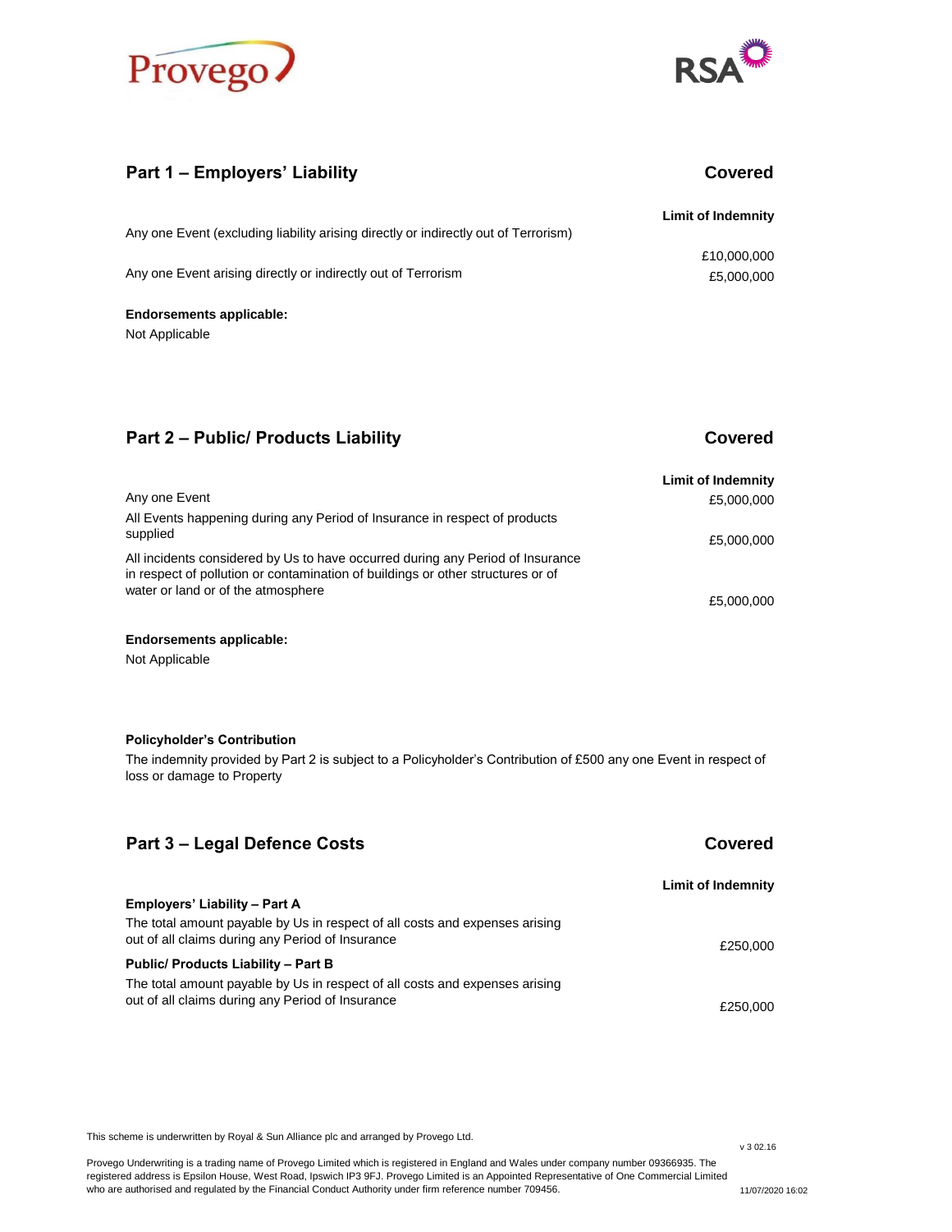## Part 1 – Employers' Liability — Covered

| | Limit of Indemnity |
|---|---|
| Any one Event (excluding liability arising directly or indirectly out of Terrorism) | £10,000,000 |
| Any one Event arising directly or indirectly out of Terrorism | £5,000,000 |

**Endorsements applicable:**

Not Applicable

## Part 2 – Public/ Products Liability — Covered

| | Limit of Indemnity |
|---|---|
| Any one Event | £5,000,000 |
| All Events happening during any Period of Insurance in respect of products supplied | £5,000,000 |
| All incidents considered by Us to have occurred during any Period of Insurance in respect of pollution or contamination of buildings or other structures or of water or land or of the atmosphere | £5,000,000 |

**Endorsements applicable:**

Not Applicable

**Policyholder's Contribution**

The indemnity provided by Part 2 is subject to a Policyholder's Contribution of £500 any one Event in respect of loss or damage to Property

## Part 3 – Legal Defence Costs — Covered

| | Limit of Indemnity |
|---|---|
| **Employers' Liability – Part A**<br>The total amount payable by Us in respect of all costs and expenses arising out of all claims during any Period of Insurance | £250,000 |
| **Public/ Products Liability – Part B**<br>The total amount payable by Us in respect of all costs and expenses arising out of all claims during any Period of Insurance | £250,000 |

This scheme is underwritten by Royal & Sun Alliance plc and arranged by Provego Ltd.

Provego Underwriting is a trading name of Provego Limited which is registered in England and Wales under company number 09366935. The registered address is Epsilon House, West Road, Ipswich IP3 9FJ. Provego Limited is an Appointed Representative of One Commercial Limited who are authorised and regulated by the Financial Conduct Authority under firm reference number 709456.

v 3 02.16

11/07/2020 16:02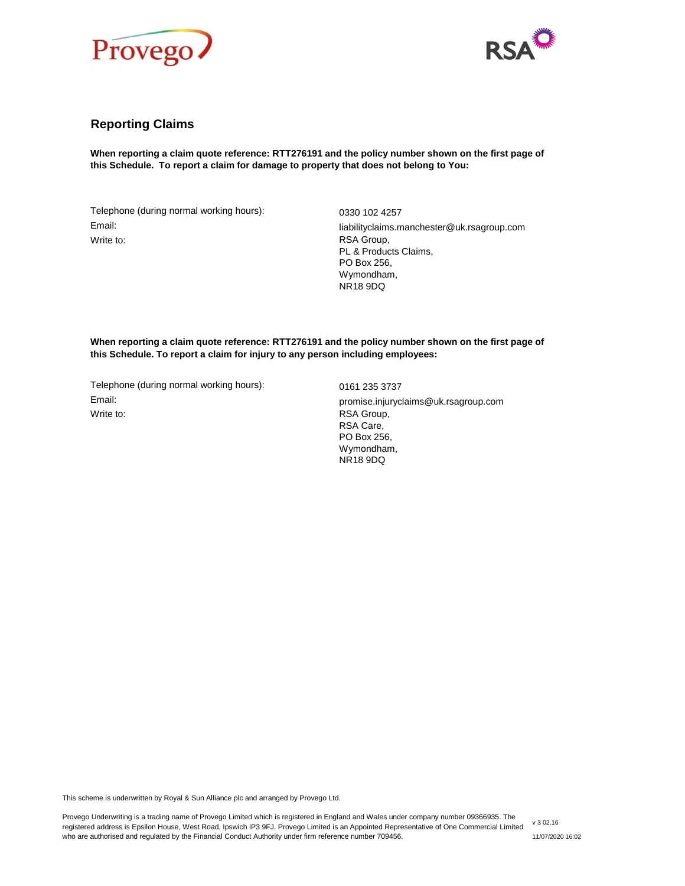## Reporting Claims

**When reporting a claim quote reference: RTT276191 and the policy number shown on the first page of this Schedule. To report a claim for damage to property that does not belong to You:**

| | |
|---|---|
| Telephone (during normal working hours): | 0330 102 4257 |
| Email: | liabilityclaims.manchester@uk.rsagroup.com |
| Write to: | RSA Group,<br>PL & Products Claims,<br>PO Box 256,<br>Wymondham,<br>NR18 9DQ |

**When reporting a claim quote reference: RTT276191 and the policy number shown on the first page of this Schedule. To report a claim for injury to any person including employees:**

| | |
|---|---|
| Telephone (during normal working hours): | 0161 235 3737 |
| Email: | promise.injuryclaims@uk.rsagroup.com |
| Write to: | RSA Group,<br>RSA Care,<br>PO Box 256,<br>Wymondham,<br>NR18 9DQ |

This scheme is underwritten by Royal & Sun Alliance plc and arranged by Provego Ltd.

Provego Underwriting is a trading name of Provego Limited which is registered in England and Wales under company number 09366935. The registered address is Epsilon House, West Road, Ipswich IP3 9FJ. Provego Limited is an Appointed Representative of One Commercial Limited who are authorised and regulated by the Financial Conduct Authority under firm reference number 709456.

v 3 02.16

11/07/2020 16:02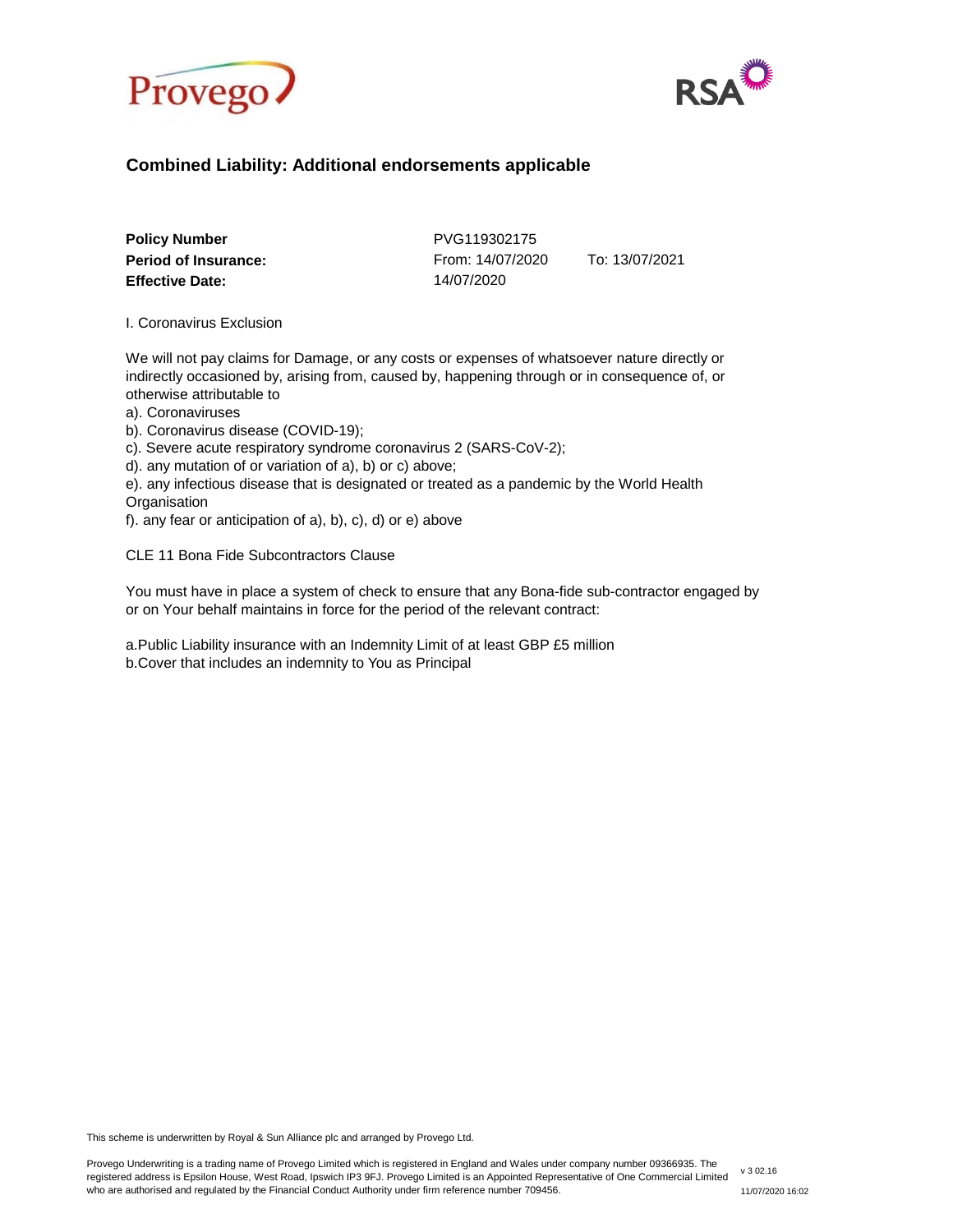## Combined Liability: Additional endorsements applicable

| | | |
|---|---|---|
| **Policy Number** | PVG119302175 | |
| **Period of Insurance:** | From: 14/07/2020 | To: 13/07/2021 |
| **Effective Date:** | 14/07/2020 | |

I. Coronavirus Exclusion

We will not pay claims for Damage, or any costs or expenses of whatsoever nature directly or indirectly occasioned by, arising from, caused by, happening through or in consequence of, or otherwise attributable to

a). Coronaviruses
b). Coronavirus disease (COVID-19);
c). Severe acute respiratory syndrome coronavirus 2 (SARS-CoV-2);
d). any mutation of or variation of a), b) or c) above;
e). any infectious disease that is designated or treated as a pandemic by the World Health Organisation
f). any fear or anticipation of a), b), c), d) or e) above

CLE 11 Bona Fide Subcontractors Clause

You must have in place a system of check to ensure that any Bona-fide sub-contractor engaged by or on Your behalf maintains in force for the period of the relevant contract:

a.Public Liability insurance with an Indemnity Limit of at least GBP £5 million
b.Cover that includes an indemnity to You as Principal

This scheme is underwritten by Royal & Sun Alliance plc and arranged by Provego Ltd.

Provego Underwriting is a trading name of Provego Limited which is registered in England and Wales under company number 09366935. The registered address is Epsilon House, West Road, Ipswich IP3 9FJ. Provego Limited is an Appointed Representative of One Commercial Limited who are authorised and regulated by the Financial Conduct Authority under firm reference number 709456.

v 3 02.16

11/07/2020 16:02